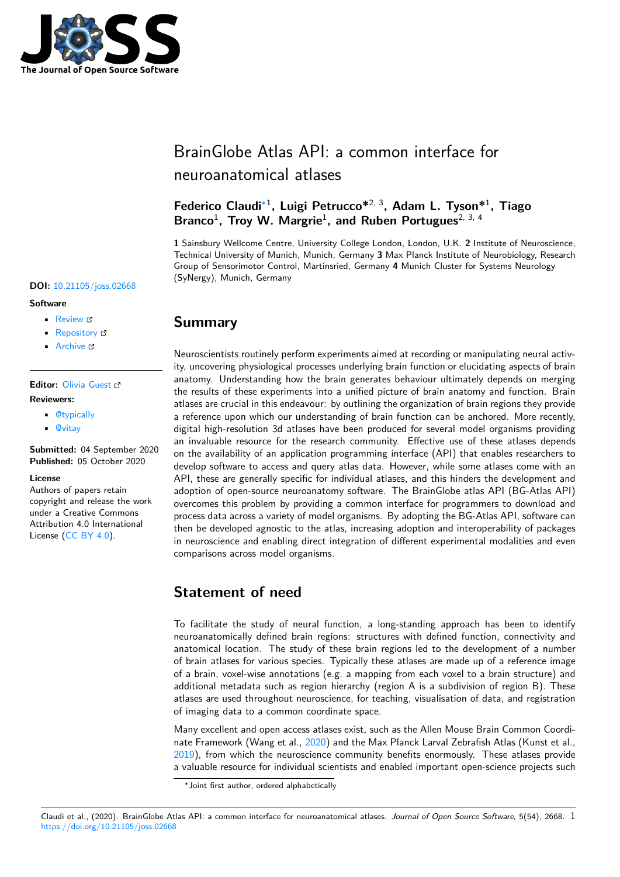# BrainGlobe Atlas API: a common interface for neuroanatomical atlases

**Federico Claudi**[*1], **Luigi Petrucco***[2, 3], **Adam L. Tyson***[1], **Tiago Branco**[1], **Troy W. Margrie**[1], **and Ruben Portugues**[2, 3, 4]

**1** Sainsbury Wellcome Centre, University College London, London, U.K. **2** Institute of Neuroscience, Technical University of Munich, Munich, Germany **3** Max Planck Institute of Neurobiology, Research Group of Sensorimotor Control, Martinsried, Germany **4** Munich Cluster for Systems Neurology (SyNergy), Munich, Germany

**DOI:** 10.21105/joss.02668

**Software**

- Review
- Repository
- Archive

**Editor:** Olivia Guest

**Reviewers:**

- @typically
- @vitay

**Submitted:** 04 September 2020
**Published:** 05 October 2020

**License**
Authors of papers retain copyright and release the work under a Creative Commons Attribution 4.0 International License (CC BY 4.0).

## Summary

Neuroscientists routinely perform experiments aimed at recording or manipulating neural activity, uncovering physiological processes underlying brain function or elucidating aspects of brain anatomy. Understanding how the brain generates behaviour ultimately depends on merging the results of these experiments into a unified picture of brain anatomy and function. Brain atlases are crucial in this endeavour: by outlining the organization of brain regions they provide a reference upon which our understanding of brain function can be anchored. More recently, digital high-resolution 3d atlases have been produced for several model organisms providing an invaluable resource for the research community. Effective use of these atlases depends on the availability of an application programming interface (API) that enables researchers to develop software to access and query atlas data. However, while some atlases come with an API, these are generally specific for individual atlases, and this hinders the development and adoption of open-source neuroanatomy software. The BrainGlobe atlas API (BG-Atlas API) overcomes this problem by providing a common interface for programmers to download and process data across a variety of model organisms. By adopting the BG-Atlas API, software can then be developed agnostic to the atlas, increasing adoption and interoperability of packages in neuroscience and enabling direct integration of different experimental modalities and even comparisons across model organisms.

## Statement of need

To facilitate the study of neural function, a long-standing approach has been to identify neuroanatomically defined brain regions: structures with defined function, connectivity and anatomical location. The study of these brain regions led to the development of a number of brain atlases for various species. Typically these atlases are made up of a reference image of a brain, voxel-wise annotations (e.g. a mapping from each voxel to a brain structure) and additional metadata such as region hierarchy (region A is a subdivision of region B). These atlases are used throughout neuroscience, for teaching, visualisation of data, and registration of imaging data to a common coordinate space.

Many excellent and open access atlases exist, such as the Allen Mouse Brain Common Coordinate Framework (Wang et al., 2020) and the Max Planck Larval Zebrafish Atlas (Kunst et al., 2019), from which the neuroscience community benefits enormously. These atlases provide a valuable resource for individual scientists and enabled important open-science projects such

*Joint first author, ordered alphabetically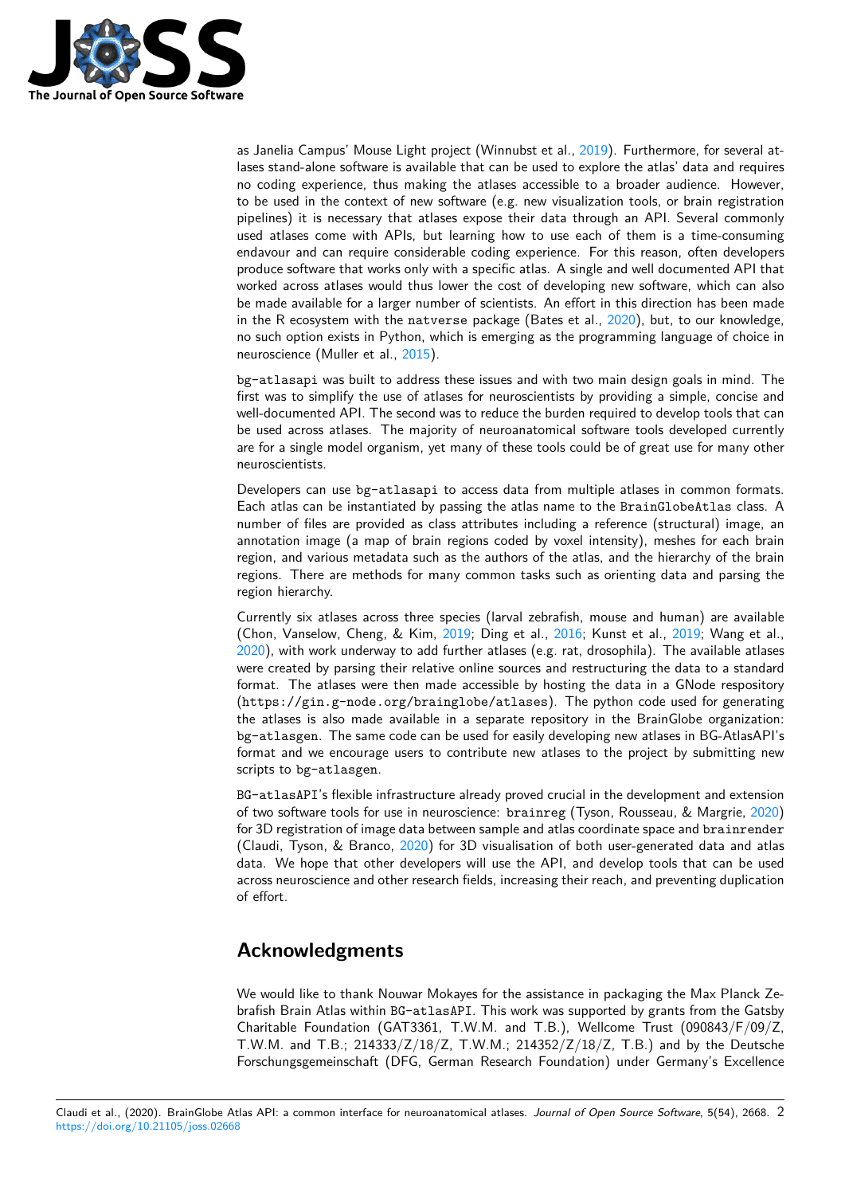as Janelia Campus' Mouse Light project (Winnubst et al., 2019). Furthermore, for several atlases stand-alone software is available that can be used to explore the atlas' data and requires no coding experience, thus making the atlases accessible to a broader audience. However, to be used in the context of new software (e.g. new visualization tools, or brain registration pipelines) it is necessary that atlases expose their data through an API. Several commonly used atlases come with APIs, but learning how to use each of them is a time-consuming endavour and can require considerable coding experience. For this reason, often developers produce software that works only with a specific atlas. A single and well documented API that worked across atlases would thus lower the cost of developing new software, which can also be made available for a larger number of scientists. An effort in this direction has been made in the R ecosystem with the `natverse` package (Bates et al., 2020), but, to our knowledge, no such option exists in Python, which is emerging as the programming language of choice in neuroscience (Muller et al., 2015).

`bg-atlasapi` was built to address these issues and with two main design goals in mind. The first was to simplify the use of atlases for neuroscientists by providing a simple, concise and well-documented API. The second was to reduce the burden required to develop tools that can be used across atlases. The majority of neuroanatomical software tools developed currently are for a single model organism, yet many of these tools could be of great use for many other neuroscientists.

Developers can use `bg-atlasapi` to access data from multiple atlases in common formats. Each atlas can be instantiated by passing the atlas name to the `BrainGlobeAtlas` class. A number of files are provided as class attributes including a reference (structural) image, an annotation image (a map of brain regions coded by voxel intensity), meshes for each brain region, and various metadata such as the authors of the atlas, and the hierarchy of the brain regions. There are methods for many common tasks such as orienting data and parsing the region hierarchy.

Currently six atlases across three species (larval zebrafish, mouse and human) are available (Chon, Vanselow, Cheng, & Kim, 2019; Ding et al., 2016; Kunst et al., 2019; Wang et al., 2020), with work underway to add further atlases (e.g. rat, drosophila). The available atlases were created by parsing their relative online sources and restructuring the data to a standard format. The atlases were then made accessible by hosting the data in a GNode respository (`https://gin.g-node.org/brainglobe/atlases`). The python code used for generating the atlases is also made available in a separate repository in the BrainGlobe organization: `bg-atlasgen`. The same code can be used for easily developing new atlases in BG-AtlasAPI's format and we encourage users to contribute new atlases to the project by submitting new scripts to `bg-atlasgen`.

`BG-atlasAPI`'s flexible infrastructure already proved crucial in the development and extension of two software tools for use in neuroscience: `brainreg` (Tyson, Rousseau, & Margrie, 2020) for 3D registration of image data between sample and atlas coordinate space and `brainrender` (Claudi, Tyson, & Branco, 2020) for 3D visualisation of both user-generated data and atlas data. We hope that other developers will use the API, and develop tools that can be used across neuroscience and other research fields, increasing their reach, and preventing duplication of effort.

# Acknowledgments

We would like to thank Nouwar Mokayes for the assistance in packaging the Max Planck Zebrafish Brain Atlas within `BG-atlasAPI`. This work was supported by grants from the Gatsby Charitable Foundation (GAT3361, T.W.M. and T.B.), Wellcome Trust (090843/F/09/Z, T.W.M. and T.B.; 214333/Z/18/Z, T.W.M.; 214352/Z/18/Z, T.B.) and by the Deutsche Forschungsgemeinschaft (DFG, German Research Foundation) under Germany's Excellence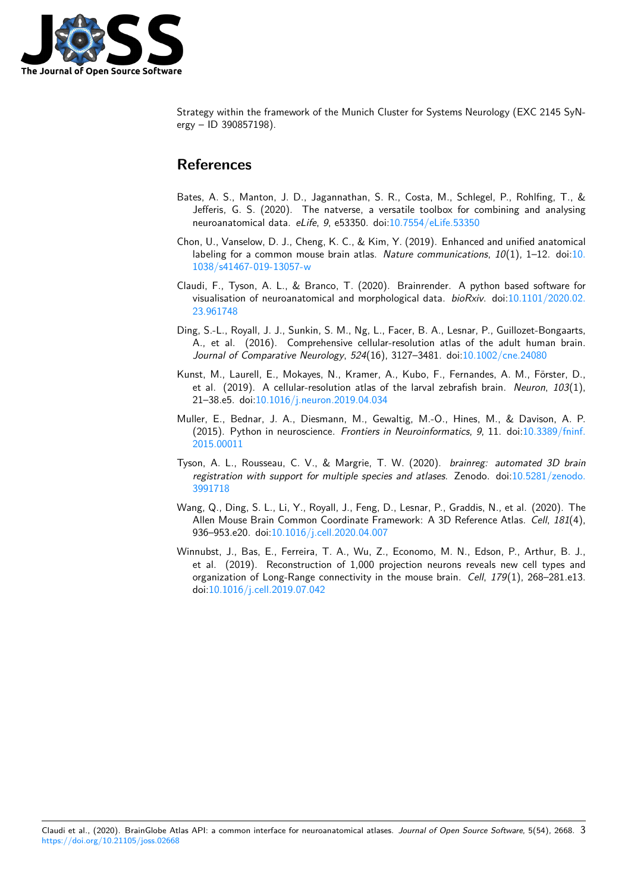Strategy within the framework of the Munich Cluster for Systems Neurology (EXC 2145 SyNergy – ID 390857198).

# References

Bates, A. S., Manton, J. D., Jagannathan, S. R., Costa, M., Schlegel, P., Rohlfing, T., & Jefferis, G. S. (2020). The natverse, a versatile toolbox for combining and analysing neuroanatomical data. *eLife*, *9*, e53350. doi:10.7554/eLife.53350

Chon, U., Vanselow, D. J., Cheng, K. C., & Kim, Y. (2019). Enhanced and unified anatomical labeling for a common mouse brain atlas. *Nature communications*, *10*(1), 1–12. doi:10.1038/s41467-019-13057-w

Claudi, F., Tyson, A. L., & Branco, T. (2020). Brainrender. A python based software for visualisation of neuroanatomical and morphological data. *bioRxiv*. doi:10.1101/2020.02.23.961748

Ding, S.-L., Royall, J. J., Sunkin, S. M., Ng, L., Facer, B. A., Lesnar, P., Guillozet-Bongaarts, A., et al. (2016). Comprehensive cellular-resolution atlas of the adult human brain. *Journal of Comparative Neurology*, *524*(16), 3127–3481. doi:10.1002/cne.24080

Kunst, M., Laurell, E., Mokayes, N., Kramer, A., Kubo, F., Fernandes, A. M., Förster, D., et al. (2019). A cellular-resolution atlas of the larval zebrafish brain. *Neuron*, *103*(1), 21–38.e5. doi:10.1016/j.neuron.2019.04.034

Muller, E., Bednar, J. A., Diesmann, M., Gewaltig, M.-O., Hines, M., & Davison, A. P. (2015). Python in neuroscience. *Frontiers in Neuroinformatics*, *9*, 11. doi:10.3389/fninf.2015.00011

Tyson, A. L., Rousseau, C. V., & Margrie, T. W. (2020). *brainreg: automated 3D brain registration with support for multiple species and atlases*. Zenodo. doi:10.5281/zenodo.3991718

Wang, Q., Ding, S. L., Li, Y., Royall, J., Feng, D., Lesnar, P., Graddis, N., et al. (2020). The Allen Mouse Brain Common Coordinate Framework: A 3D Reference Atlas. *Cell*, *181*(4), 936–953.e20. doi:10.1016/j.cell.2020.04.007

Winnubst, J., Bas, E., Ferreira, T. A., Wu, Z., Economo, M. N., Edson, P., Arthur, B. J., et al. (2019). Reconstruction of 1,000 projection neurons reveals new cell types and organization of Long-Range connectivity in the mouse brain. *Cell*, *179*(1), 268–281.e13. doi:10.1016/j.cell.2019.07.042